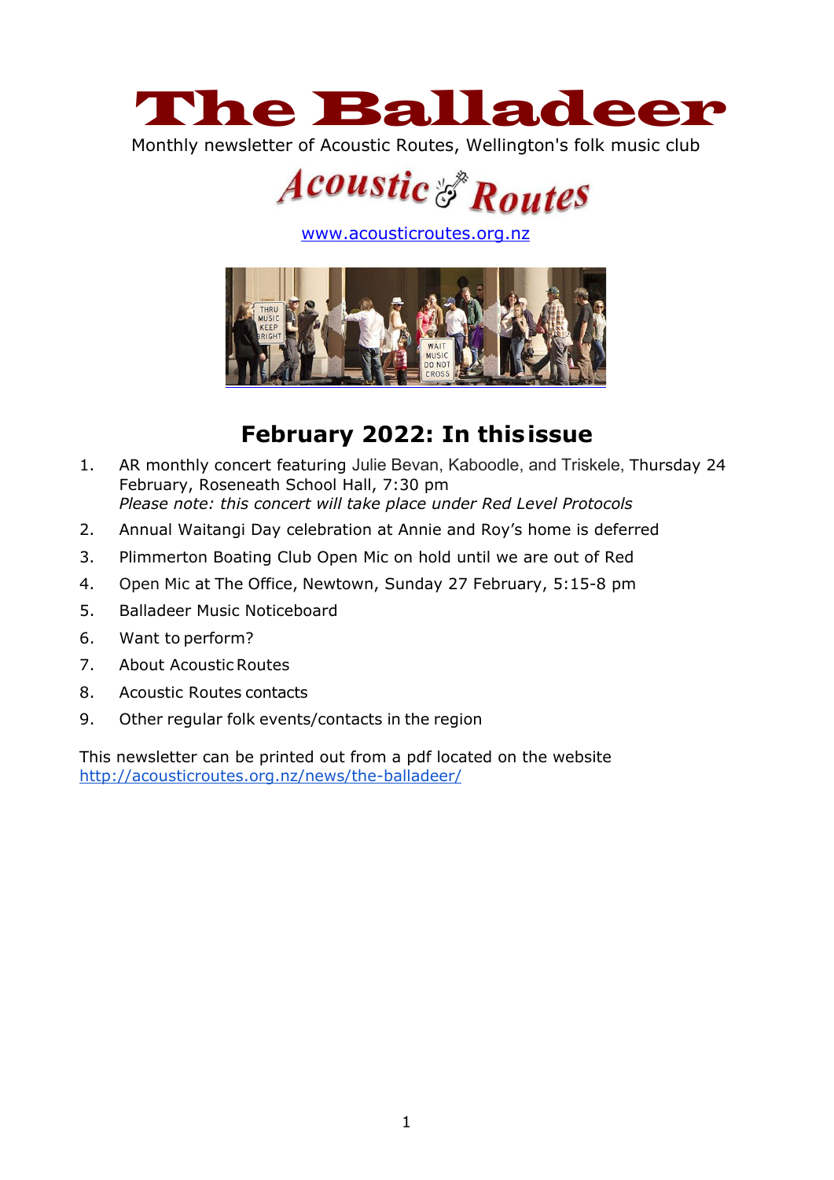# The Balladeer

Monthly newsletter of Acoustic Routes, Wellington's folk music club

Acoustic Routes

www.acousticroutes.org.nz

## February 2022: In this issue

1. AR monthly concert featuring Julie Bevan, Kaboodle, and Triskele, Thursday 24 February, Roseneath School Hall, 7:30 pm
   *Please note: this concert will take place under Red Level Protocols*
2. Annual Waitangi Day celebration at Annie and Roy's home is deferred
3. Plimmerton Boating Club Open Mic on hold until we are out of Red
4. Open Mic at The Office, Newtown, Sunday 27 February, 5:15-8 pm
5. Balladeer Music Noticeboard
6. Want to perform?
7. About Acoustic Routes
8. Acoustic Routes contacts
9. Other regular folk events/contacts in the region

This newsletter can be printed out from a pdf located on the website http://acousticroutes.org.nz/news/the-balladeer/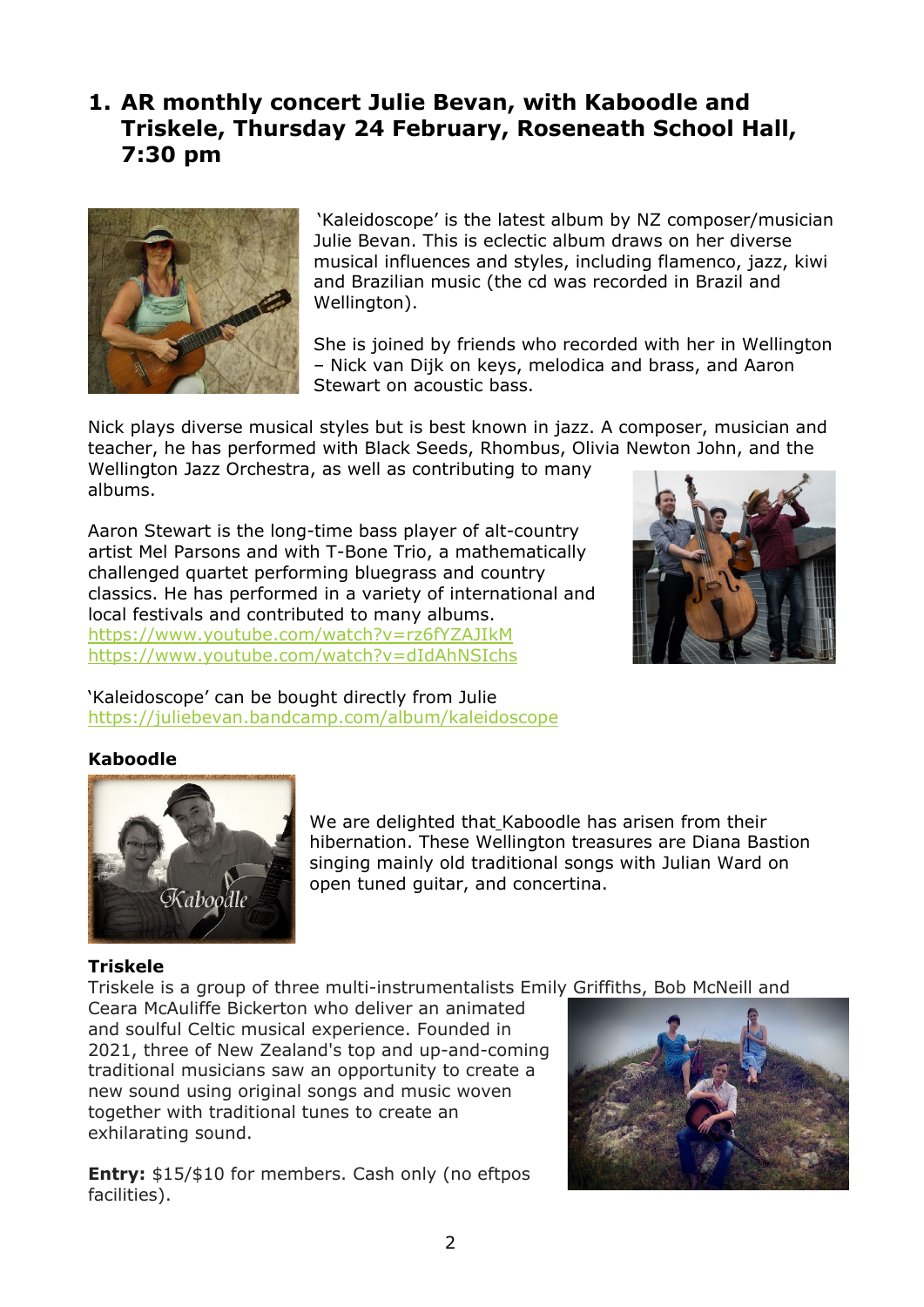## 1. AR monthly concert Julie Bevan, with Kaboodle and Triskele, Thursday 24 February, Roseneath School Hall, 7:30 pm

'Kaleidoscope' is the latest album by NZ composer/musician Julie Bevan. This is eclectic album draws on her diverse musical influences and styles, including flamenco, jazz, kiwi and Brazilian music (the cd was recorded in Brazil and Wellington).

She is joined by friends who recorded with her in Wellington – Nick van Dijk on keys, melodica and brass, and Aaron Stewart on acoustic bass.

Nick plays diverse musical styles but is best known in jazz. A composer, musician and teacher, he has performed with Black Seeds, Rhombus, Olivia Newton John, and the Wellington Jazz Orchestra, as well as contributing to many albums.

Aaron Stewart is the long-time bass player of alt-country artist Mel Parsons and with T-Bone Trio, a mathematically challenged quartet performing bluegrass and country classics. He has performed in a variety of international and local festivals and contributed to many albums.
https://www.youtube.com/watch?v=rz6fYZAJIkM
https://www.youtube.com/watch?v=dIdAhNSIchs

'Kaleidoscope' can be bought directly from Julie
https://juliebevan.bandcamp.com/album/kaleidoscope

**Kaboodle**

We are delighted that Kaboodle has arisen from their hibernation. These Wellington treasures are Diana Bastion singing mainly old traditional songs with Julian Ward on open tuned guitar, and concertina.

**Triskele**

Triskele is a group of three multi-instrumentalists Emily Griffiths, Bob McNeill and Ceara McAuliffe Bickerton who deliver an animated and soulful Celtic musical experience. Founded in 2021, three of New Zealand's top and up-and-coming traditional musicians saw an opportunity to create a new sound using original songs and music woven together with traditional tunes to create an exhilarating sound.

**Entry:** $15/$10 for members. Cash only (no eftpos facilities).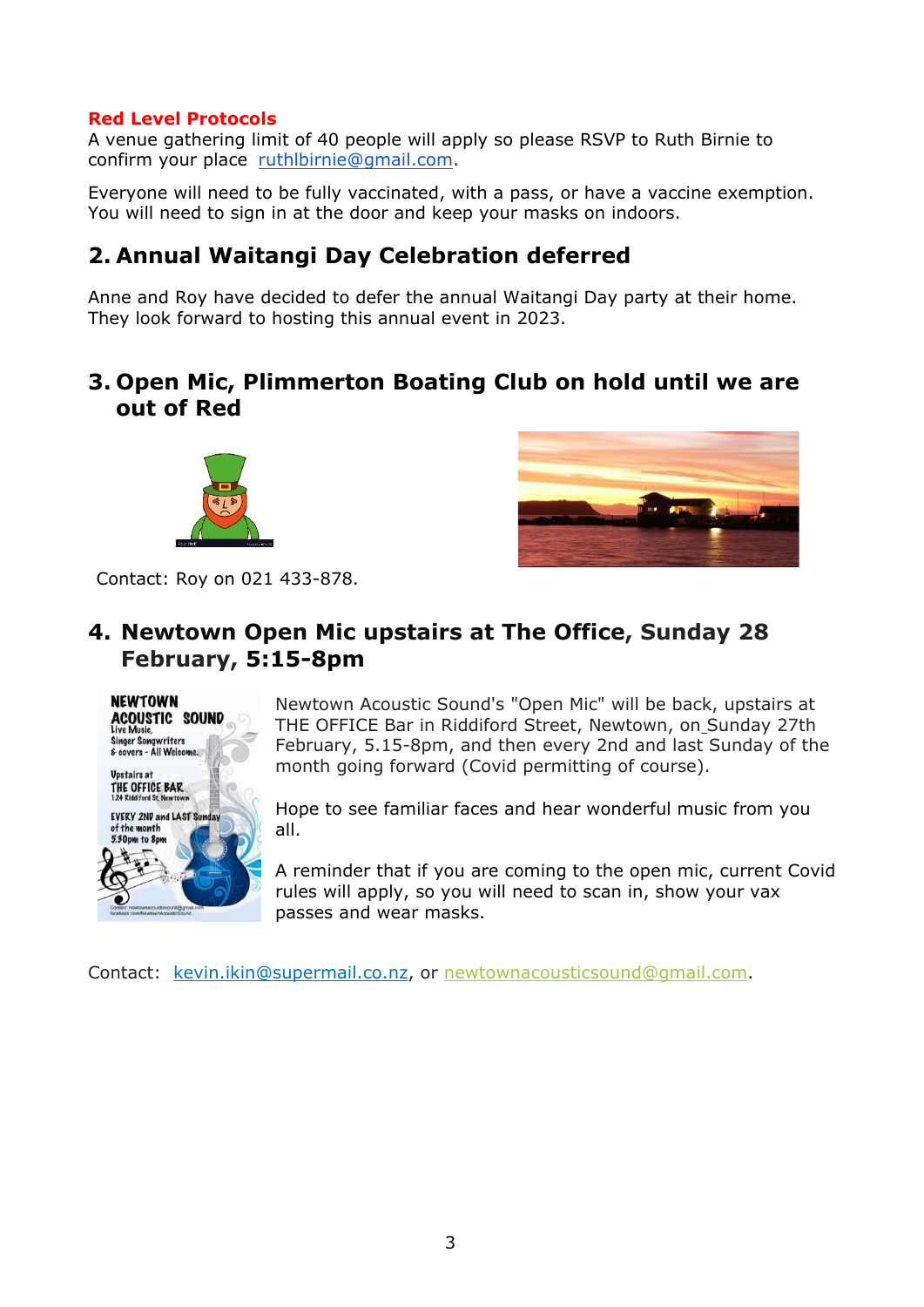**Red Level Protocols**

A venue gathering limit of 40 people will apply so please RSVP to Ruth Birnie to confirm your place  ruthlbirnie@gmail.com.

Everyone will need to be fully vaccinated, with a pass, or have a vaccine exemption. You will need to sign in at the door and keep your masks on indoors.

## 2. Annual Waitangi Day Celebration deferred

Anne and Roy have decided to defer the annual Waitangi Day party at their home. They look forward to hosting this annual event in 2023.

## 3. Open Mic, Plimmerton Boating Club on hold until we are out of Red

Contact: Roy on 021 433-878.

## 4. Newtown Open Mic upstairs at The Office, Sunday 28 February, 5:15-8pm

Newtown Acoustic Sound's "Open Mic" will be back, upstairs at THE OFFICE Bar in Riddiford Street, Newtown, on Sunday 27th February, 5.15-8pm, and then every 2nd and last Sunday of the month going forward (Covid permitting of course).

Hope to see familiar faces and hear wonderful music from you all.

A reminder that if you are coming to the open mic, current Covid rules will apply, so you will need to scan in, show your vax passes and wear masks.

Contact:  kevin.ikin@supermail.co.nz, or newtownacousticsound@gmail.com.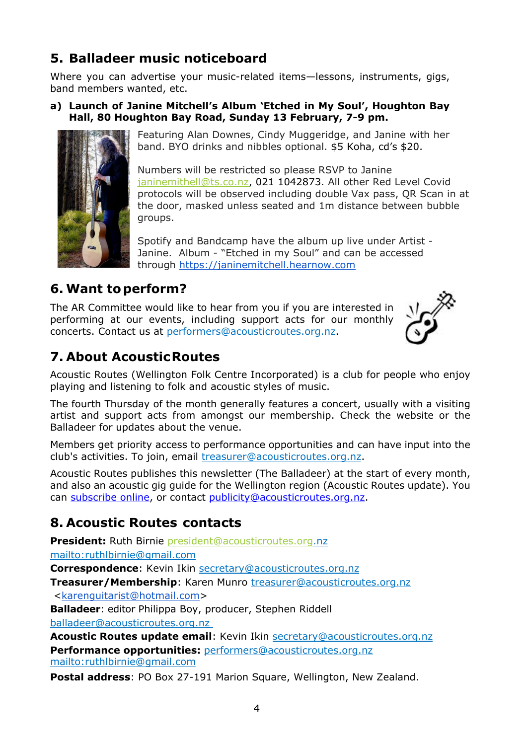## 5. Balladeer music noticeboard

Where you can advertise your music-related items—lessons, instruments, gigs, band members wanted, etc.

**a) Launch of Janine Mitchell's Album 'Etched in My Soul', Houghton Bay Hall, 80 Houghton Bay Road, Sunday 13 February, 7-9 pm.**

Featuring Alan Downes, Cindy Muggeridge, and Janine with her band. BYO drinks and nibbles optional. $5 Koha, cd's $20.

Numbers will be restricted so please RSVP to Janine janinemithell@ts.co.nz, 021 1042873. All other Red Level Covid protocols will be observed including double Vax pass, QR Scan in at the door, masked unless seated and 1m distance between bubble groups.

Spotify and Bandcamp have the album up live under Artist - Janine. Album - "Etched in my Soul" and can be accessed through https://janinemitchell.hearnow.com

## 6. Want to perform?

The AR Committee would like to hear from you if you are interested in performing at our events, including support acts for our monthly concerts. Contact us at performers@acousticroutes.org.nz.

## 7. About Acoustic Routes

Acoustic Routes (Wellington Folk Centre Incorporated) is a club for people who enjoy playing and listening to folk and acoustic styles of music.

The fourth Thursday of the month generally features a concert, usually with a visiting artist and support acts from amongst our membership. Check the website or the Balladeer for updates about the venue.

Members get priority access to performance opportunities and can have input into the club's activities. To join, email treasurer@acousticroutes.org.nz.

Acoustic Routes publishes this newsletter (The Balladeer) at the start of every month, and also an acoustic gig guide for the Wellington region (Acoustic Routes update). You can subscribe online, or contact publicity@acousticroutes.org.nz.

## 8. Acoustic Routes contacts

**President:** Ruth Birnie president@acousticroutes.org.nz
mailto:ruthlbirnie@gmail.com
**Correspondence**: Kevin Ikin secretary@acousticroutes.org.nz
**Treasurer/Membership**: Karen Munro treasurer@acousticroutes.org.nz
<karenguitarist@hotmail.com>
**Balladeer**: editor Philippa Boy, producer, Stephen Riddell
balladeer@acousticroutes.org.nz
**Acoustic Routes update email**: Kevin Ikin secretary@acousticroutes.org.nz
**Performance opportunities:** performers@acousticroutes.org.nz
mailto:ruthlbirnie@gmail.com

**Postal address**: PO Box 27-191 Marion Square, Wellington, New Zealand.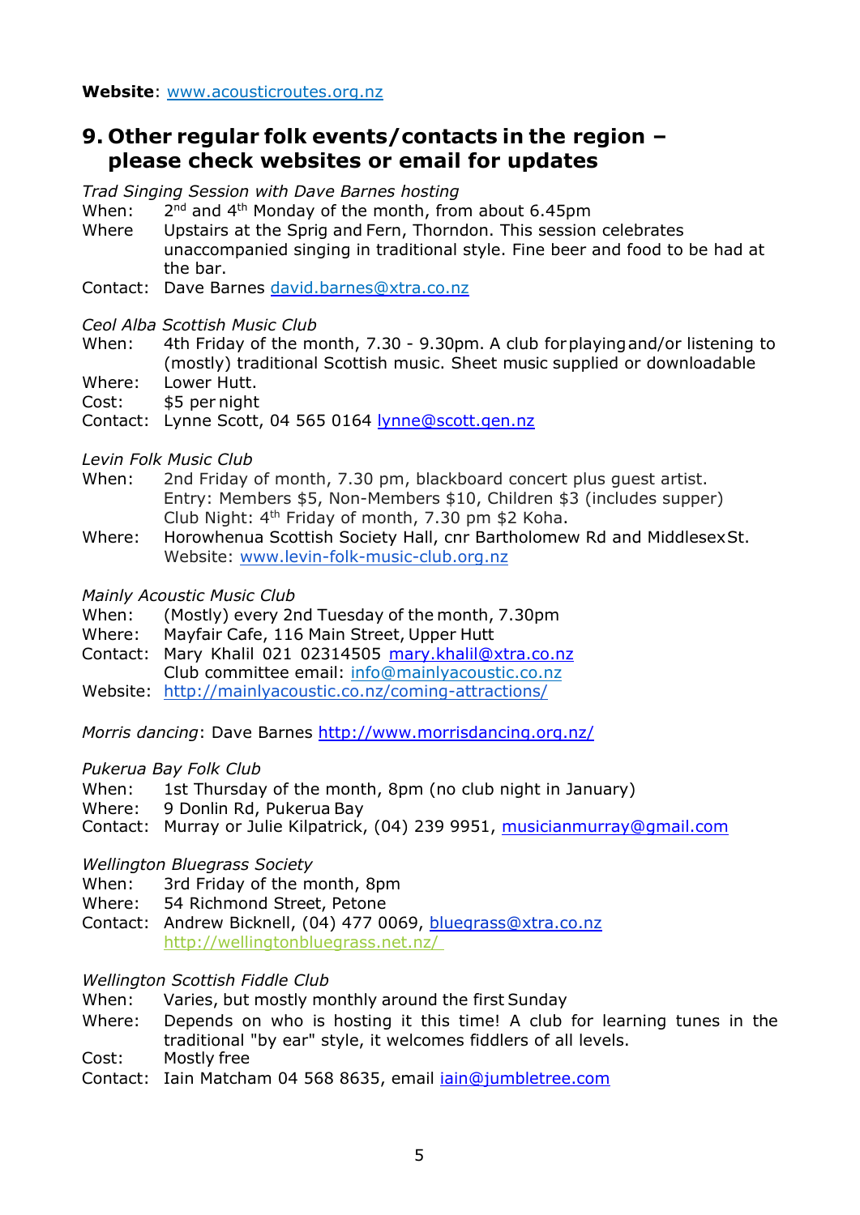**Website**: www.acousticroutes.org.nz

## 9. Other regular folk events/contacts in the region – please check websites or email for updates

*Trad Singing Session with Dave Barnes hosting*

When: 2nd and 4th Monday of the month, from about 6.45pm
Where Upstairs at the Sprig and Fern, Thorndon. This session celebrates unaccompanied singing in traditional style. Fine beer and food to be had at the bar.
Contact: Dave Barnes david.barnes@xtra.co.nz

*Ceol Alba Scottish Music Club*

When: 4th Friday of the month, 7.30 - 9.30pm. A club for playing and/or listening to (mostly) traditional Scottish music. Sheet music supplied or downloadable
Where: Lower Hutt.
Cost: $5 per night
Contact: Lynne Scott, 04 565 0164 lynne@scott.gen.nz

*Levin Folk Music Club*

When: 2nd Friday of month, 7.30 pm, blackboard concert plus guest artist.
Entry: Members $5, Non-Members $10, Children $3 (includes supper)
Club Night: 4th Friday of month, 7.30 pm $2 Koha.
Where: Horowhenua Scottish Society Hall, cnr Bartholomew Rd and Middlesex St.
Website: www.levin-folk-music-club.org.nz

*Mainly Acoustic Music Club*

When: (Mostly) every 2nd Tuesday of the month, 7.30pm
Where: Mayfair Cafe, 116 Main Street, Upper Hutt
Contact: Mary Khalil 021 02314505 mary.khalil@xtra.co.nz
Club committee email: info@mainlyacoustic.co.nz
Website: http://mainlyacoustic.co.nz/coming-attractions/

*Morris dancing*: Dave Barnes http://www.morrisdancing.org.nz/

*Pukerua Bay Folk Club*

When: 1st Thursday of the month, 8pm (no club night in January)
Where: 9 Donlin Rd, Pukerua Bay
Contact: Murray or Julie Kilpatrick, (04) 239 9951, musicianmurray@gmail.com

*Wellington Bluegrass Society*

When: 3rd Friday of the month, 8pm
Where: 54 Richmond Street, Petone
Contact: Andrew Bicknell, (04) 477 0069, bluegrass@xtra.co.nz
http://wellingtonbluegrass.net.nz/

*Wellington Scottish Fiddle Club*

When: Varies, but mostly monthly around the first Sunday
Where: Depends on who is hosting it this time! A club for learning tunes in the traditional "by ear" style, it welcomes fiddlers of all levels.
Cost: Mostly free
Contact: Iain Matcham 04 568 8635, email iain@jumbletree.com